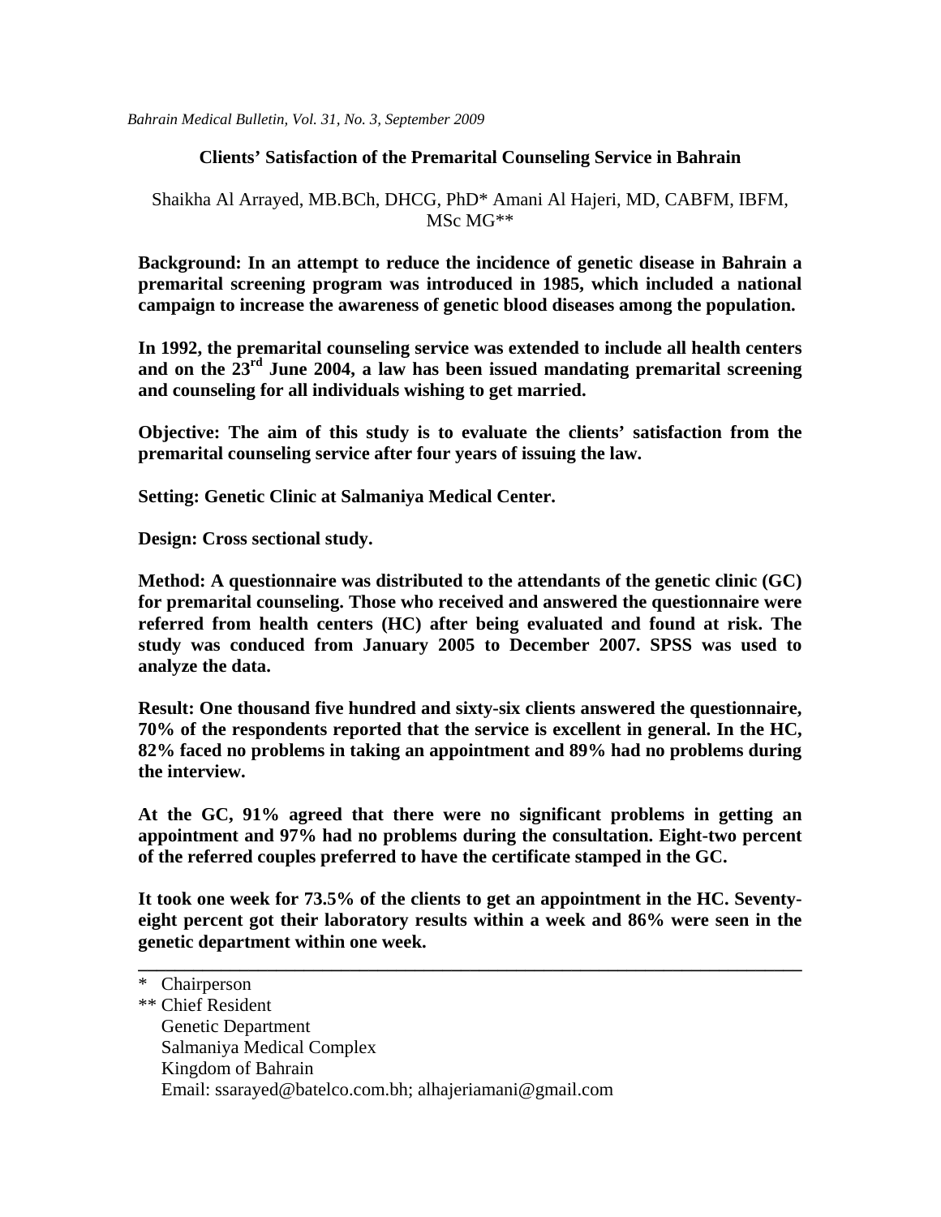# Clients' Satisfaction of the Premarital Counseling Service in Bahrain

Shaikha Al Arrayed, MB.BCh, DHCG, PhD* Amani Al Hajeri, MD, CABFM, IBFM, MSc MG**

**Background: In an attempt to reduce the incidence of genetic disease in Bahrain a premarital screening program was introduced in 1985, which included a national campaign to increase the awareness of genetic blood diseases among the population.**

**In 1992, the premarital counseling service was extended to include all health centers and on the 23rd June 2004, a law has been issued mandating premarital screening and counseling for all individuals wishing to get married.**

**Objective: The aim of this study is to evaluate the clients' satisfaction from the premarital counseling service after four years of issuing the law.**

**Setting: Genetic Clinic at Salmaniya Medical Center.**

**Design: Cross sectional study.**

**Method: A questionnaire was distributed to the attendants of the genetic clinic (GC) for premarital counseling. Those who received and answered the questionnaire were referred from health centers (HC) after being evaluated and found at risk. The study was conduced from January 2005 to December 2007. SPSS was used to analyze the data.**

**Result: One thousand five hundred and sixty-six clients answered the questionnaire, 70% of the respondents reported that the service is excellent in general. In the HC, 82% faced no problems in taking an appointment and 89% had no problems during the interview.**

**At the GC, 91% agreed that there were no significant problems in getting an appointment and 97% had no problems during the consultation. Eight-two percent of the referred couples preferred to have the certificate stamped in the GC.**

**It took one week for 73.5% of the clients to get an appointment in the HC. Seventy-eight percent got their laboratory results within a week and 86% were seen in the genetic department within one week.**

---

\* Chairperson
\** Chief Resident
Genetic Department
Salmaniya Medical Complex
Kingdom of Bahrain
Email: ssarayed@batelco.com.bh; alhajeriamani@gmail.com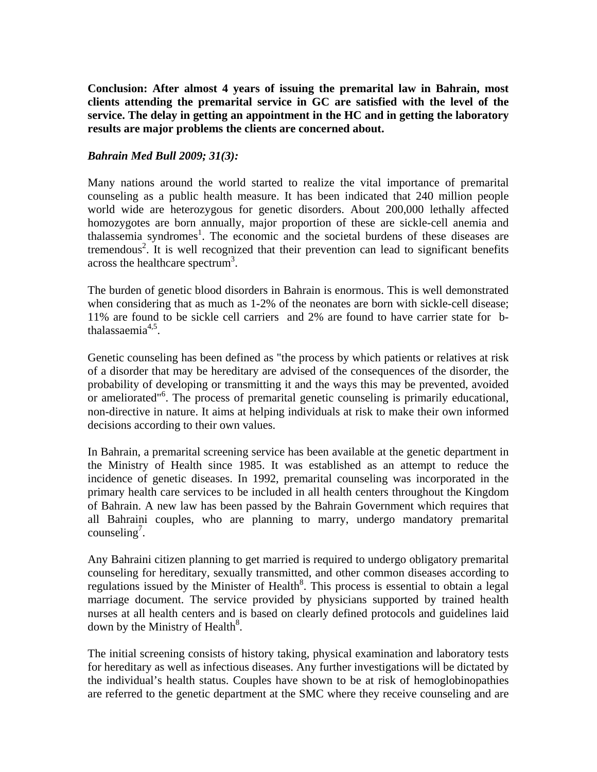**Conclusion: After almost 4 years of issuing the premarital law in Bahrain, most clients attending the premarital service in GC are satisfied with the level of the service. The delay in getting an appointment in the HC and in getting the laboratory results are major problems the clients are concerned about.**

***Bahrain Med Bull 2009; 31(3):***

Many nations around the world started to realize the vital importance of premarital counseling as a public health measure. It has been indicated that 240 million people world wide are heterozygous for genetic disorders. About 200,000 lethally affected homozygotes are born annually, major proportion of these are sickle-cell anemia and thalassemia syndromes[1]. The economic and the societal burdens of these diseases are tremendous[2]. It is well recognized that their prevention can lead to significant benefits across the healthcare spectrum[3].

The burden of genetic blood disorders in Bahrain is enormous. This is well demonstrated when considering that as much as 1-2% of the neonates are born with sickle-cell disease; 11% are found to be sickle cell carriers and 2% are found to have carrier state for b-thalassaemia[4,5].

Genetic counseling has been defined as "the process by which patients or relatives at risk of a disorder that may be hereditary are advised of the consequences of the disorder, the probability of developing or transmitting it and the ways this may be prevented, avoided or ameliorated"[6]. The process of premarital genetic counseling is primarily educational, non-directive in nature. It aims at helping individuals at risk to make their own informed decisions according to their own values.

In Bahrain, a premarital screening service has been available at the genetic department in the Ministry of Health since 1985. It was established as an attempt to reduce the incidence of genetic diseases. In 1992, premarital counseling was incorporated in the primary health care services to be included in all health centers throughout the Kingdom of Bahrain. A new law has been passed by the Bahrain Government which requires that all Bahraini couples, who are planning to marry, undergo mandatory premarital counseling[7].

Any Bahraini citizen planning to get married is required to undergo obligatory premarital counseling for hereditary, sexually transmitted, and other common diseases according to regulations issued by the Minister of Health[8]. This process is essential to obtain a legal marriage document. The service provided by physicians supported by trained health nurses at all health centers and is based on clearly defined protocols and guidelines laid down by the Ministry of Health[8].

The initial screening consists of history taking, physical examination and laboratory tests for hereditary as well as infectious diseases. Any further investigations will be dictated by the individual's health status. Couples have shown to be at risk of hemoglobinopathies are referred to the genetic department at the SMC where they receive counseling and are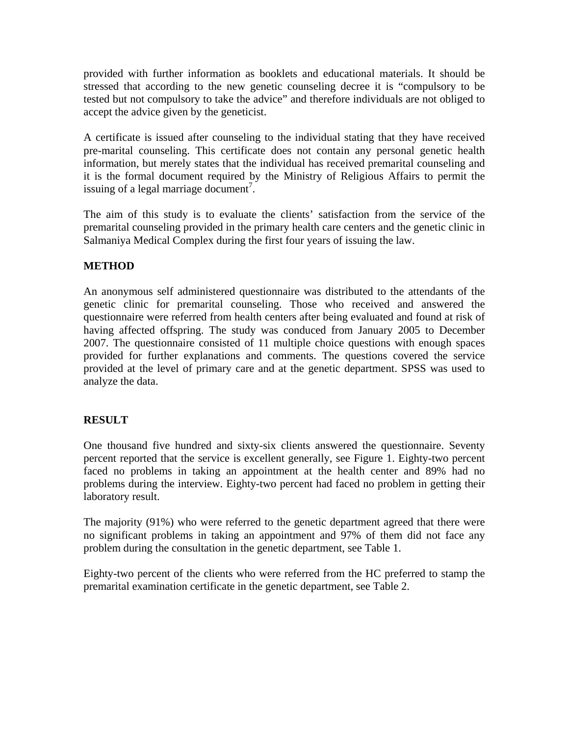provided with further information as booklets and educational materials. It should be stressed that according to the new genetic counseling decree it is "compulsory to be tested but not compulsory to take the advice" and therefore individuals are not obliged to accept the advice given by the geneticist.

A certificate is issued after counseling to the individual stating that they have received pre-marital counseling. This certificate does not contain any personal genetic health information, but merely states that the individual has received premarital counseling and it is the formal document required by the Ministry of Religious Affairs to permit the issuing of a legal marriage document[7].

The aim of this study is to evaluate the clients' satisfaction from the service of the premarital counseling provided in the primary health care centers and the genetic clinic in Salmaniya Medical Complex during the first four years of issuing the law.

## METHOD

An anonymous self administered questionnaire was distributed to the attendants of the genetic clinic for premarital counseling. Those who received and answered the questionnaire were referred from health centers after being evaluated and found at risk of having affected offspring. The study was conduced from January 2005 to December 2007. The questionnaire consisted of 11 multiple choice questions with enough spaces provided for further explanations and comments. The questions covered the service provided at the level of primary care and at the genetic department. SPSS was used to analyze the data.

## RESULT

One thousand five hundred and sixty-six clients answered the questionnaire. Seventy percent reported that the service is excellent generally, see Figure 1. Eighty-two percent faced no problems in taking an appointment at the health center and 89% had no problems during the interview. Eighty-two percent had faced no problem in getting their laboratory result.

The majority (91%) who were referred to the genetic department agreed that there were no significant problems in taking an appointment and 97% of them did not face any problem during the consultation in the genetic department, see Table 1.

Eighty-two percent of the clients who were referred from the HC preferred to stamp the premarital examination certificate in the genetic department, see Table 2.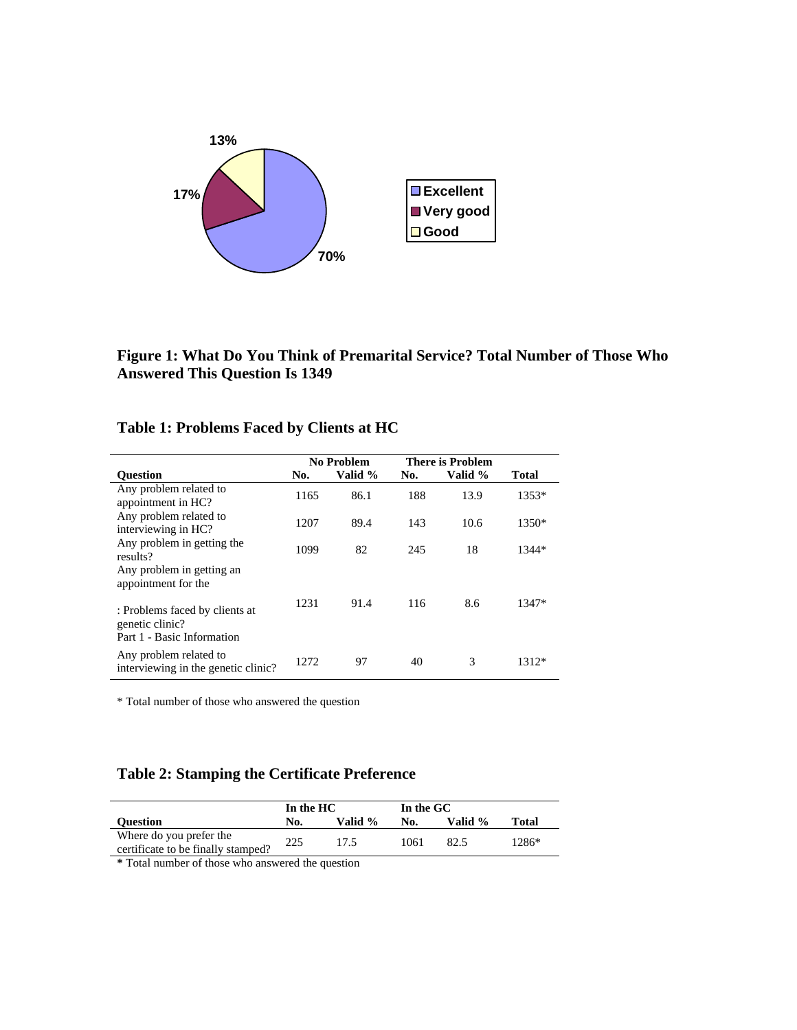13%

17%

70%

Excellent
Very good
Good

**Figure 1: What Do You Think of Premarital Service? Total Number of Those Who Answered This Question Is 1349**

## Table 1: Problems Faced by Clients at HC

| | No Problem | | There is Problem | | |
|---|---|---|---|---|---|
| **Question** | **No.** | **Valid %** | **No.** | **Valid %** | **Total** |
| Any problem related to appointment in HC? | 1165 | 86.1 | 188 | 13.9 | 1353* |
| Any problem related to interviewing in HC? | 1207 | 89.4 | 143 | 10.6 | 1350* |
| Any problem in getting the results? | 1099 | 82 | 245 | 18 | 1344* |
| Any problem in getting an appointment for the : Problems faced by clients at genetic clinic? Part 1 - Basic Information | 1231 | 91.4 | 116 | 8.6 | 1347* |
| Any problem related to interviewing in the genetic clinic? | 1272 | 97 | 40 | 3 | 1312* |

* Total number of those who answered the question

## Table 2: Stamping the Certificate Preference

| | In the HC | | In the GC | | |
|---|---|---|---|---|---|
| **Question** | **No.** | **Valid %** | **No.** | **Valid %** | **Total** |
| Where do you prefer the certificate to be finally stamped? | 225 | 17.5 | 1061 | 82.5 | 1286* |

**\*** Total number of those who answered the question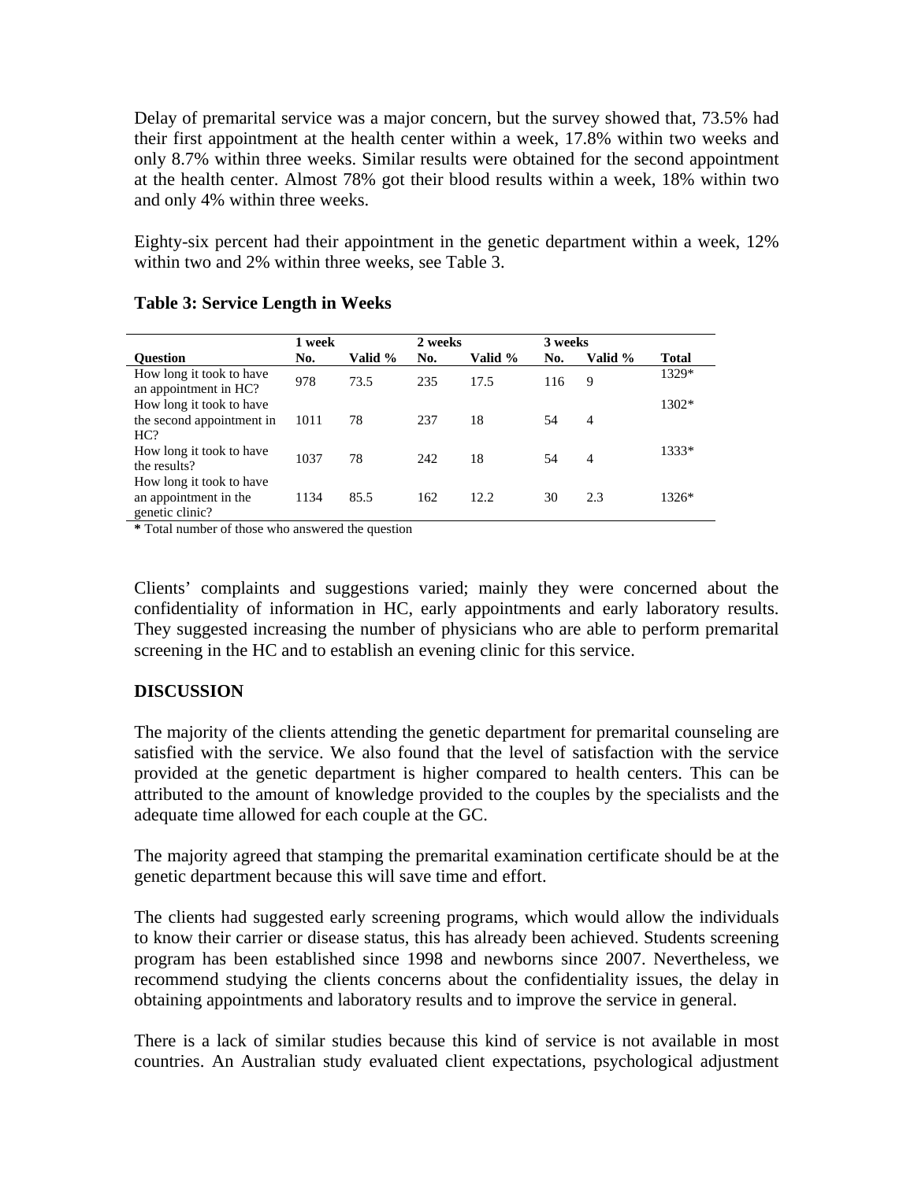Delay of premarital service was a major concern, but the survey showed that, 73.5% had their first appointment at the health center within a week, 17.8% within two weeks and only 8.7% within three weeks. Similar results were obtained for the second appointment at the health center. Almost 78% got their blood results within a week, 18% within two and only 4% within three weeks.

Eighty-six percent had their appointment in the genetic department within a week, 12% within two and 2% within three weeks, see Table 3.

**Table 3: Service Length in Weeks**

| | 1 week | | 2 weeks | | 3 weeks | | |
|---|---|---|---|---|---|---|---|
| **Question** | **No.** | **Valid %** | **No.** | **Valid %** | **No.** | **Valid %** | **Total** |
| How long it took to have an appointment in HC? | 978 | 73.5 | 235 | 17.5 | 116 | 9 | 1329* |
| How long it took to have the second appointment in HC? | 1011 | 78 | 237 | 18 | 54 | 4 | 1302* |
| How long it took to have the results? | 1037 | 78 | 242 | 18 | 54 | 4 | 1333* |
| How long it took to have an appointment in the genetic clinic? | 1134 | 85.5 | 162 | 12.2 | 30 | 2.3 | 1326* |

**\*** Total number of those who answered the question

Clients' complaints and suggestions varied; mainly they were concerned about the confidentiality of information in HC, early appointments and early laboratory results. They suggested increasing the number of physicians who are able to perform premarital screening in the HC and to establish an evening clinic for this service.

## DISCUSSION

The majority of the clients attending the genetic department for premarital counseling are satisfied with the service. We also found that the level of satisfaction with the service provided at the genetic department is higher compared to health centers. This can be attributed to the amount of knowledge provided to the couples by the specialists and the adequate time allowed for each couple at the GC.

The majority agreed that stamping the premarital examination certificate should be at the genetic department because this will save time and effort.

The clients had suggested early screening programs, which would allow the individuals to know their carrier or disease status, this has already been achieved. Students screening program has been established since 1998 and newborns since 2007. Nevertheless, we recommend studying the clients concerns about the confidentiality issues, the delay in obtaining appointments and laboratory results and to improve the service in general.

There is a lack of similar studies because this kind of service is not available in most countries. An Australian study evaluated client expectations, psychological adjustment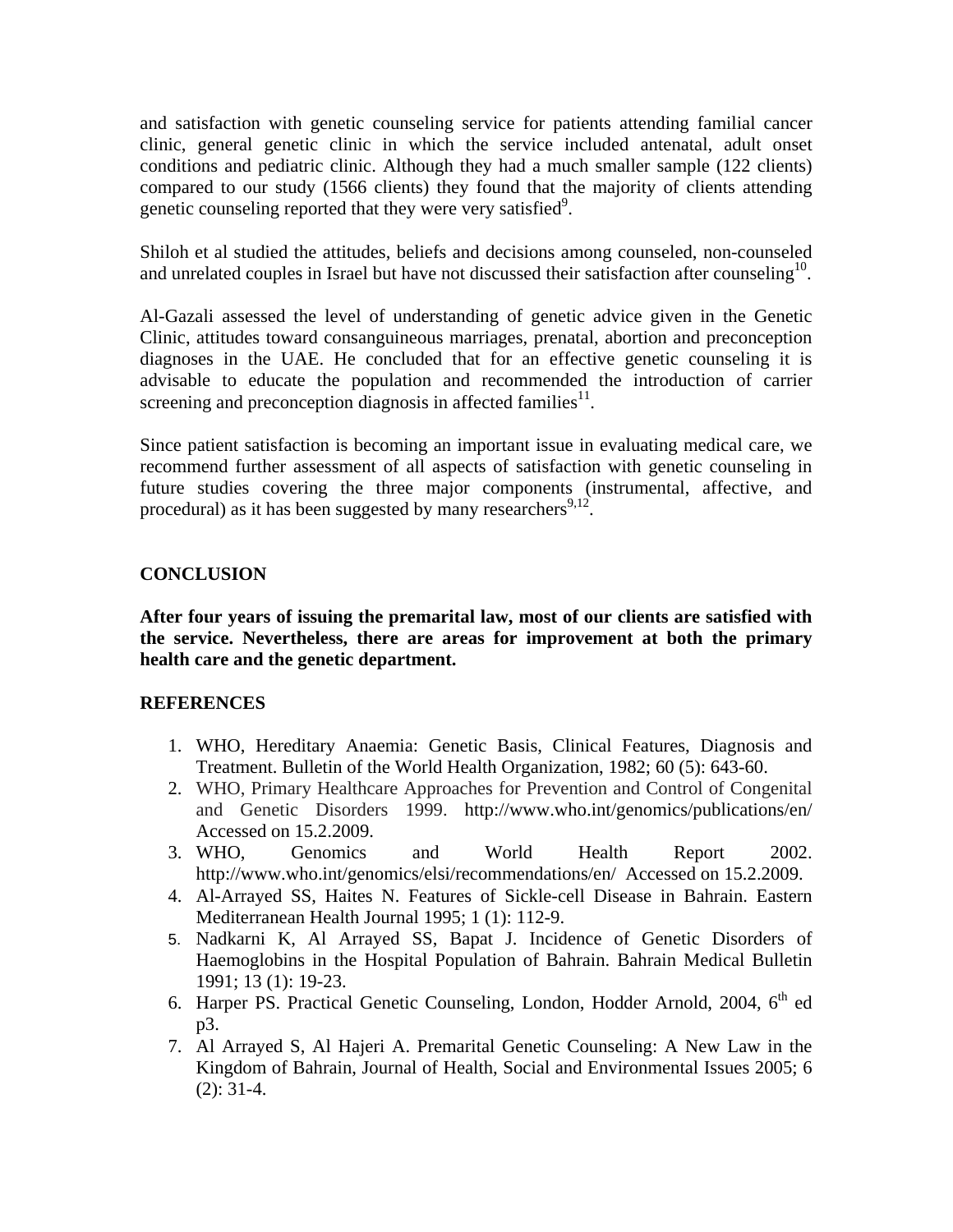and satisfaction with genetic counseling service for patients attending familial cancer clinic, general genetic clinic in which the service included antenatal, adult onset conditions and pediatric clinic. Although they had a much smaller sample (122 clients) compared to our study (1566 clients) they found that the majority of clients attending genetic counseling reported that they were very satisfied[9].

Shiloh et al studied the attitudes, beliefs and decisions among counseled, non-counseled and unrelated couples in Israel but have not discussed their satisfaction after counseling[10].

Al-Gazali assessed the level of understanding of genetic advice given in the Genetic Clinic, attitudes toward consanguineous marriages, prenatal, abortion and preconception diagnoses in the UAE. He concluded that for an effective genetic counseling it is advisable to educate the population and recommended the introduction of carrier screening and preconception diagnosis in affected families[11].

Since patient satisfaction is becoming an important issue in evaluating medical care, we recommend further assessment of all aspects of satisfaction with genetic counseling in future studies covering the three major components (instrumental, affective, and procedural) as it has been suggested by many researchers[9,12].

## CONCLUSION

**After four years of issuing the premarital law, most of our clients are satisfied with the service. Nevertheless, there are areas for improvement at both the primary health care and the genetic department.**

## REFERENCES

1. WHO, Hereditary Anaemia: Genetic Basis, Clinical Features, Diagnosis and Treatment. Bulletin of the World Health Organization, 1982; 60 (5): 643-60.
2. WHO, Primary Healthcare Approaches for Prevention and Control of Congenital and Genetic Disorders 1999. http://www.who.int/genomics/publications/en/ Accessed on 15.2.2009.
3. WHO, Genomics and World Health Report 2002. http://www.who.int/genomics/elsi/recommendations/en/ Accessed on 15.2.2009.
4. Al-Arrayed SS, Haites N. Features of Sickle-cell Disease in Bahrain. Eastern Mediterranean Health Journal 1995; 1 (1): 112-9.
5. Nadkarni K, Al Arrayed SS, Bapat J. Incidence of Genetic Disorders of Haemoglobins in the Hospital Population of Bahrain. Bahrain Medical Bulletin 1991; 13 (1): 19-23.
6. Harper PS. Practical Genetic Counseling, London, Hodder Arnold, 2004, 6th ed p3.
7. Al Arrayed S, Al Hajeri A. Premarital Genetic Counseling: A New Law in the Kingdom of Bahrain, Journal of Health, Social and Environmental Issues 2005; 6 (2): 31-4.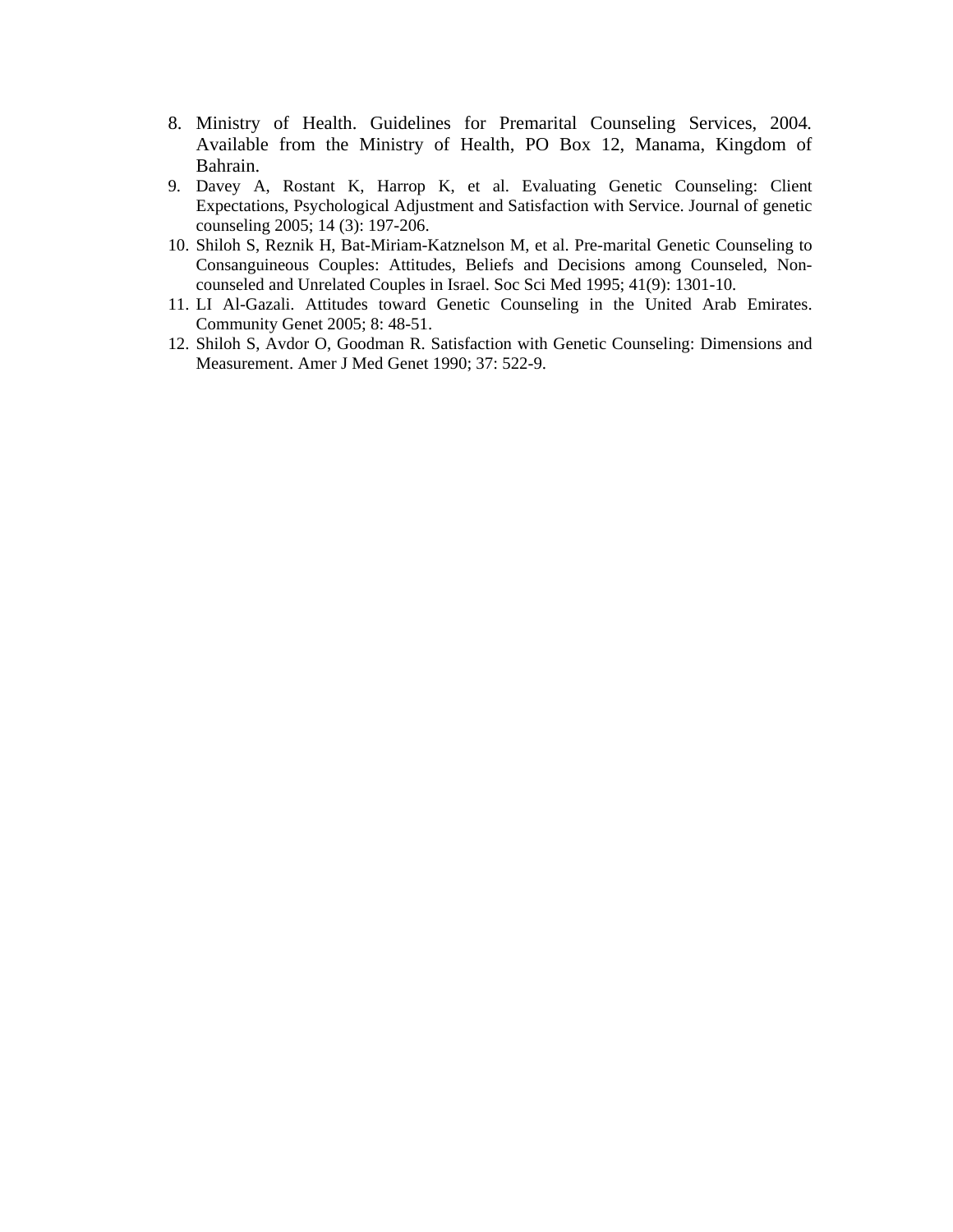8. Ministry of Health. Guidelines for Premarital Counseling Services, 2004. Available from the Ministry of Health, PO Box 12, Manama, Kingdom of Bahrain.
9. Davey A, Rostant K, Harrop K, et al. Evaluating Genetic Counseling: Client Expectations, Psychological Adjustment and Satisfaction with Service. Journal of genetic counseling 2005; 14 (3): 197-206.
10. Shiloh S, Reznik H, Bat-Miriam-Katznelson M, et al. Pre-marital Genetic Counseling to Consanguineous Couples: Attitudes, Beliefs and Decisions among Counseled, Non-counseled and Unrelated Couples in Israel. Soc Sci Med 1995; 41(9): 1301-10.
11. LI Al-Gazali. Attitudes toward Genetic Counseling in the United Arab Emirates. Community Genet 2005; 8: 48-51.
12. Shiloh S, Avdor O, Goodman R. Satisfaction with Genetic Counseling: Dimensions and Measurement. Amer J Med Genet 1990; 37: 522-9.